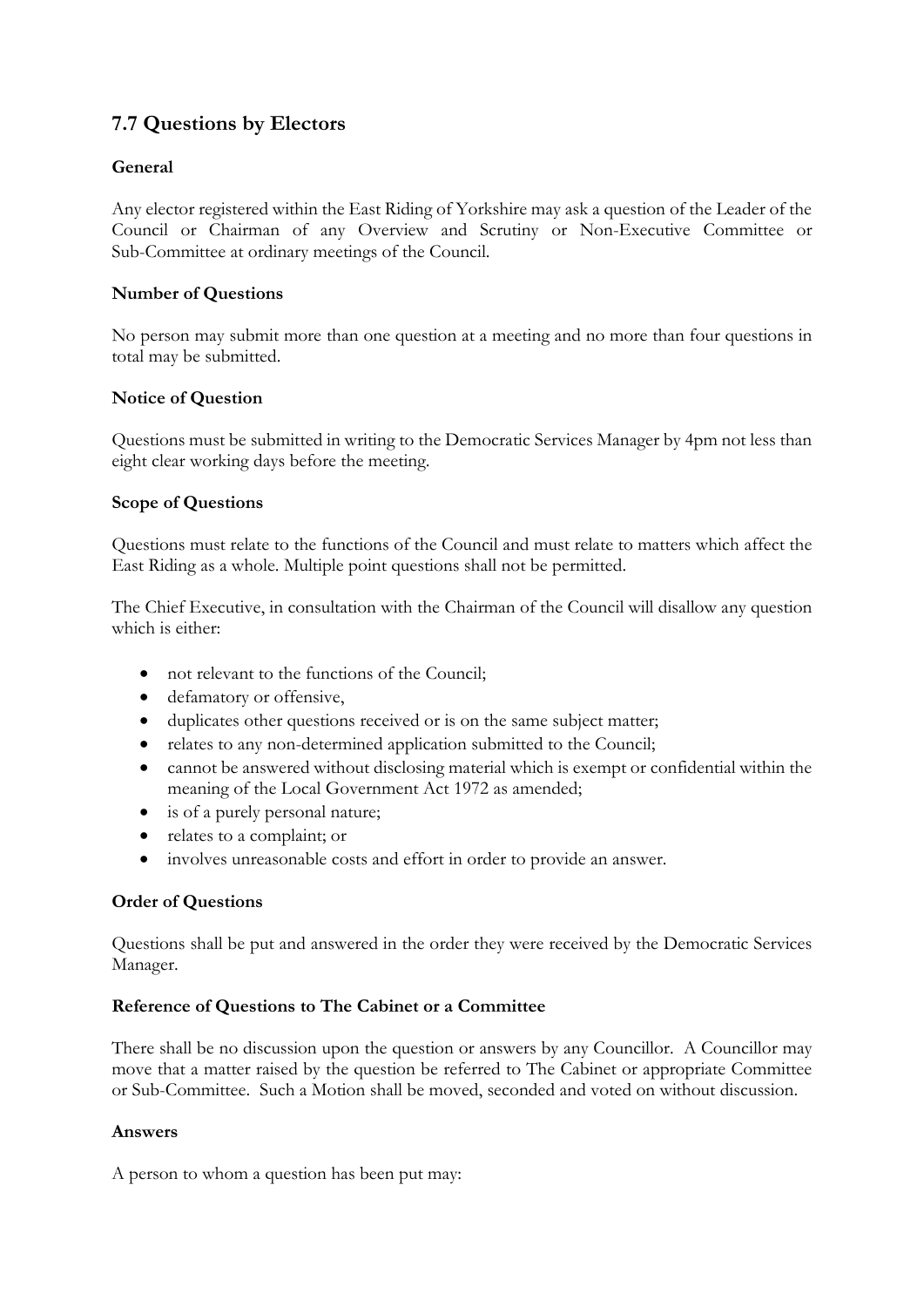## 7.7 Questions by Electors

### General

Any elector registered within the East Riding of Yorkshire may ask a question of the Leader of the Council or Chairman of any Overview and Scrutiny or Non-Executive Committee or Sub-Committee at ordinary meetings of the Council.

### Number of Questions

No person may submit more than one question at a meeting and no more than four questions in total may be submitted.

### Notice of Question

Questions must be submitted in writing to the Democratic Services Manager by 4pm not less than eight clear working days before the meeting.

### Scope of Questions

Questions must relate to the functions of the Council and must relate to matters which affect the East Riding as a whole. Multiple point questions shall not be permitted.

The Chief Executive, in consultation with the Chairman of the Council will disallow any question which is either:

- not relevant to the functions of the Council;
- defamatory or offensive,
- duplicates other questions received or is on the same subject matter;
- relates to any non-determined application submitted to the Council;
- cannot be answered without disclosing material which is exempt or confidential within the meaning of the Local Government Act 1972 as amended;
- is of a purely personal nature;
- relates to a complaint; or
- involves unreasonable costs and effort in order to provide an answer.

### Order of Questions

Questions shall be put and answered in the order they were received by the Democratic Services Manager.

### Reference of Questions to The Cabinet or a Committee

There shall be no discussion upon the question or answers by any Councillor. A Councillor may move that a matter raised by the question be referred to The Cabinet or appropriate Committee or Sub-Committee. Such a Motion shall be moved, seconded and voted on without discussion.

### Answers

A person to whom a question has been put may: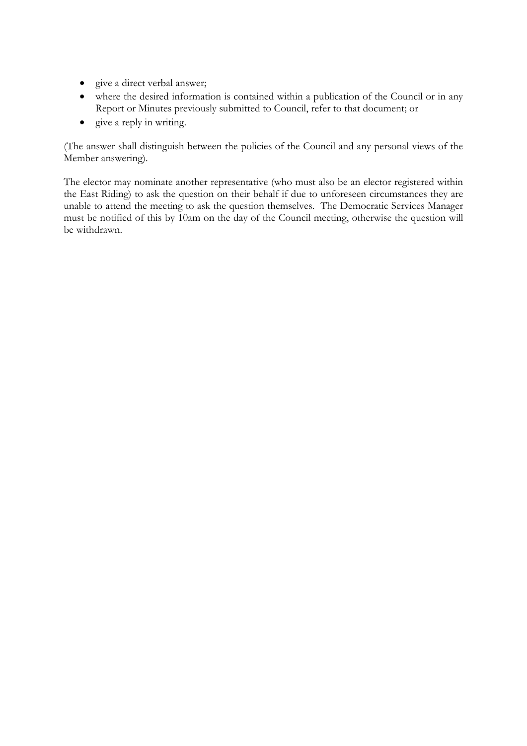- give a direct verbal answer;
- where the desired information is contained within a publication of the Council or in any Report or Minutes previously submitted to Council, refer to that document; or
- give a reply in writing.

(The answer shall distinguish between the policies of the Council and any personal views of the Member answering).

The elector may nominate another representative (who must also be an elector registered within the East Riding) to ask the question on their behalf if due to unforeseen circumstances they are unable to attend the meeting to ask the question themselves. The Democratic Services Manager must be notified of this by 10am on the day of the Council meeting, otherwise the question will be withdrawn.